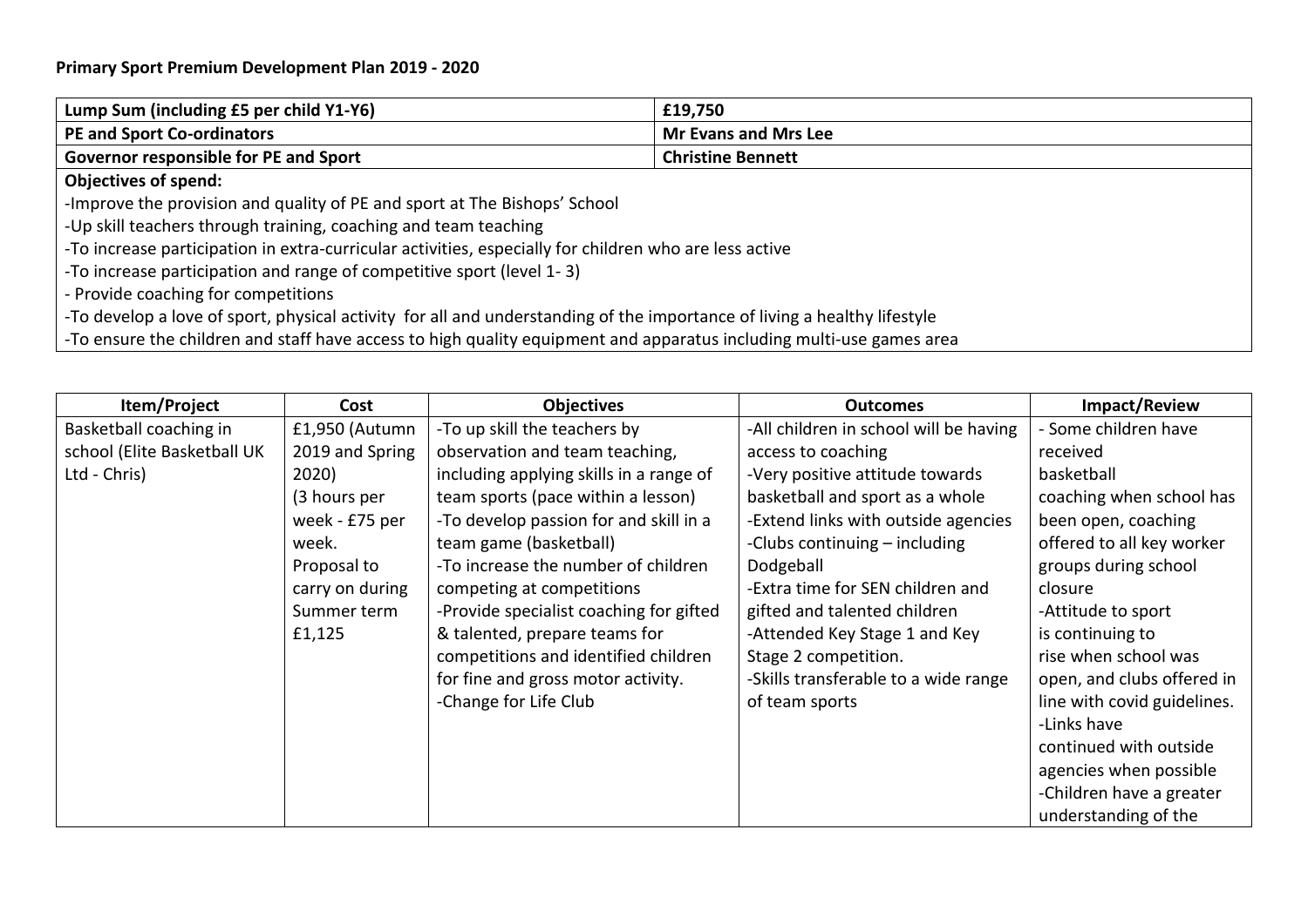**Primary Sport Premium Development Plan 2019 - 2020**

| Lump Sum (including £5 per child Y1-Y6) | £19,750 |
|---|---|
| **PE and Sport Co-ordinators** | **Mr Evans and Mrs Lee** |
| **Governor responsible for PE and Sport** | **Christine Bennett** |

**Objectives of spend:**

-Improve the provision and quality of PE and sport at The Bishops' School
-Up skill teachers through training, coaching and team teaching
-To increase participation in extra-curricular activities, especially for children who are less active
-To increase participation and range of competitive sport (level 1- 3)
- Provide coaching for competitions
-To develop a love of sport, physical activity for all and understanding of the importance of living a healthy lifestyle
-To ensure the children and staff have access to high quality equipment and apparatus including multi-use games area

| Item/Project | Cost | Objectives | Outcomes | Impact/Review |
|---|---|---|---|---|
| Basketball coaching in school (Elite Basketball UK Ltd - Chris) | £1,950 (Autumn 2019 and Spring 2020) (3 hours per week - £75 per week. Proposal to carry on during Summer term £1,125 | -To up skill the teachers by observation and team teaching, including applying skills in a range of team sports (pace within a lesson) -To develop passion for and skill in a team game (basketball) -To increase the number of children competing at competitions -Provide specialist coaching for gifted & talented, prepare teams for competitions and identified children for fine and gross motor activity. -Change for Life Club | -All children in school will be having access to coaching -Very positive attitude towards basketball and sport as a whole -Extend links with outside agencies -Clubs continuing – including Dodgeball -Extra time for SEN children and gifted and talented children -Attended Key Stage 1 and Key Stage 2 competition. -Skills transferable to a wide range of team sports | - Some children have received basketball coaching when school has been open, coaching offered to all key worker groups during school closure -Attitude to sport is continuing to rise when school was open, and clubs offered in line with covid guidelines. -Links have continued with outside agencies when possible -Children have a greater understanding of the |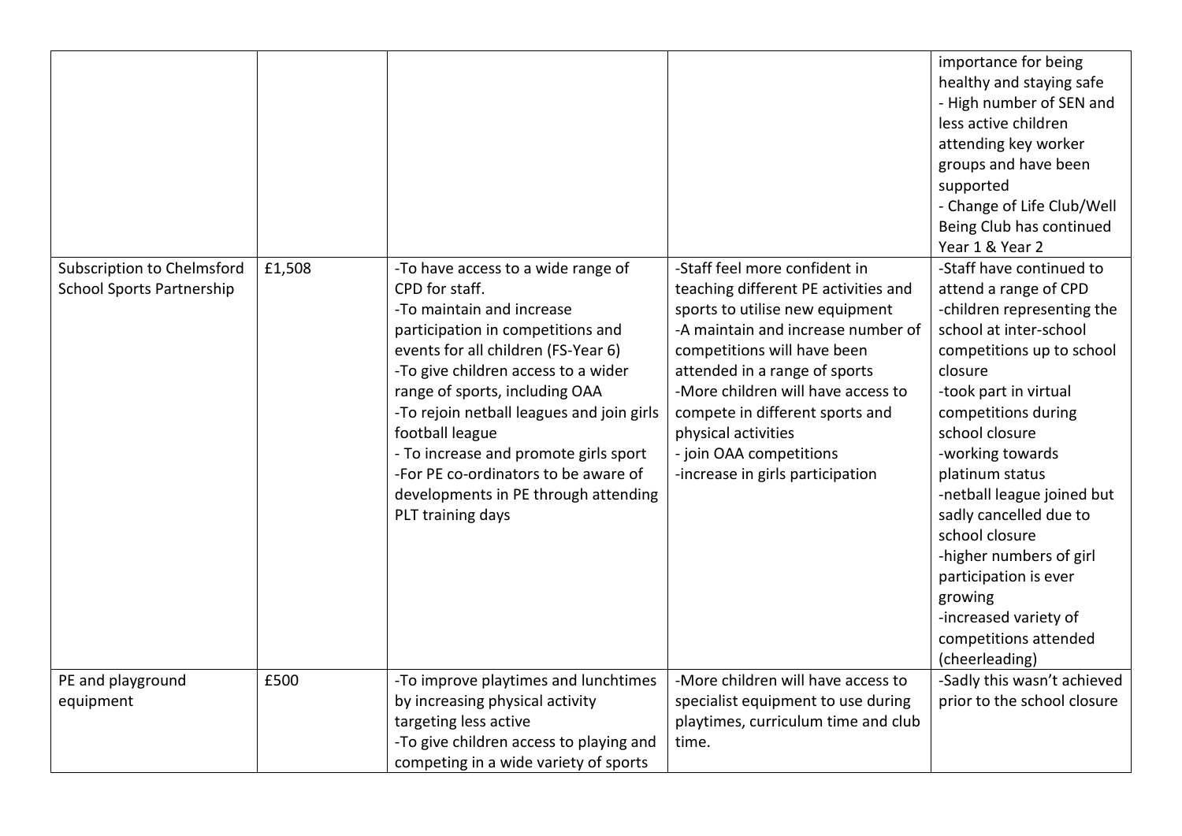| | | | | |
|---|---|---|---|---|
| | | | | importance for being healthy and staying safe<br>- High number of SEN and less active children attending key worker groups and have been supported<br>- Change of Life Club/Well Being Club has continued Year 1 & Year 2 |
| Subscription to Chelmsford School Sports Partnership | £1,508 | -To have access to a wide range of CPD for staff.<br>-To maintain and increase participation in competitions and events for all children (FS-Year 6)<br>-To give children access to a wider range of sports, including OAA<br>-To rejoin netball leagues and join girls football league<br>- To increase and promote girls sport<br>-For PE co-ordinators to be aware of developments in PE through attending PLT training days | -Staff feel more confident in teaching different PE activities and sports to utilise new equipment<br>-A maintain and increase number of competitions will have been attended in a range of sports<br>-More children will have access to compete in different sports and physical activities<br>- join OAA competitions<br>-increase in girls participation | -Staff have continued to attend a range of CPD<br>-children representing the school at inter-school competitions up to school closure<br>-took part in virtual competitions during school closure<br>-working towards platinum status<br>-netball league joined but sadly cancelled due to school closure<br>-higher numbers of girl participation is ever growing<br>-increased variety of competitions attended (cheerleading) |
| PE and playground equipment | £500 | -To improve playtimes and lunchtimes by increasing physical activity targeting less active<br>-To give children access to playing and competing in a wide variety of sports | -More children will have access to specialist equipment to use during playtimes, curriculum time and club time. | -Sadly this wasn't achieved prior to the school closure |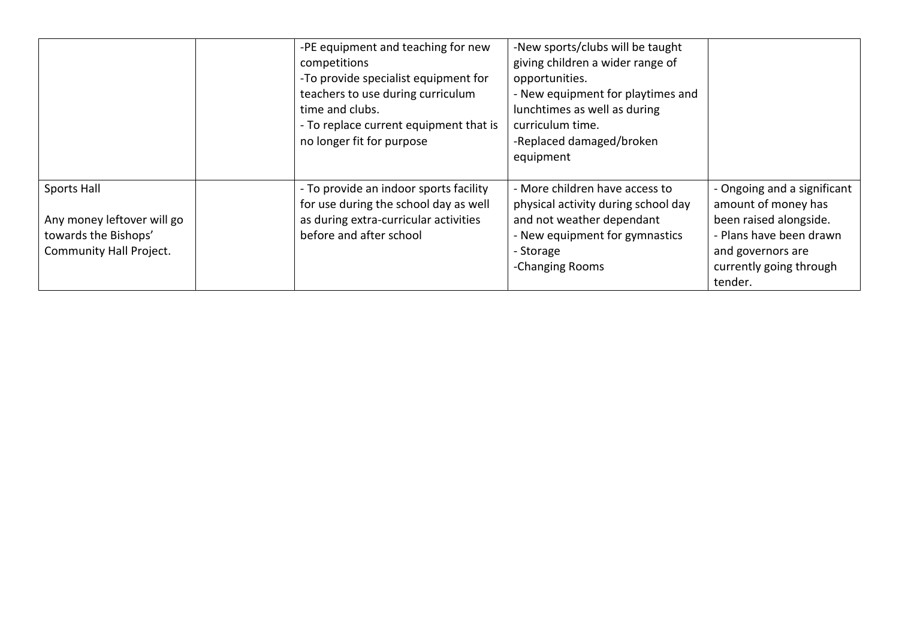| | | | | |
|---|---|---|---|---|
| | | -PE equipment and teaching for new competitions<br>-To provide specialist equipment for teachers to use during curriculum time and clubs.<br>- To replace current equipment that is no longer fit for purpose | -New sports/clubs will be taught giving children a wider range of opportunities.<br>- New equipment for playtimes and lunchtimes as well as during curriculum time.<br>-Replaced damaged/broken equipment | |
| Sports Hall<br><br>Any money leftover will go towards the Bishops' Community Hall Project. | | - To provide an indoor sports facility for use during the school day as well as during extra-curricular activities before and after school | - More children have access to physical activity during school day and not weather dependant<br>- New equipment for gymnastics<br>- Storage<br>-Changing Rooms | - Ongoing and a significant amount of money has been raised alongside.<br>- Plans have been drawn and governors are currently going through tender. |